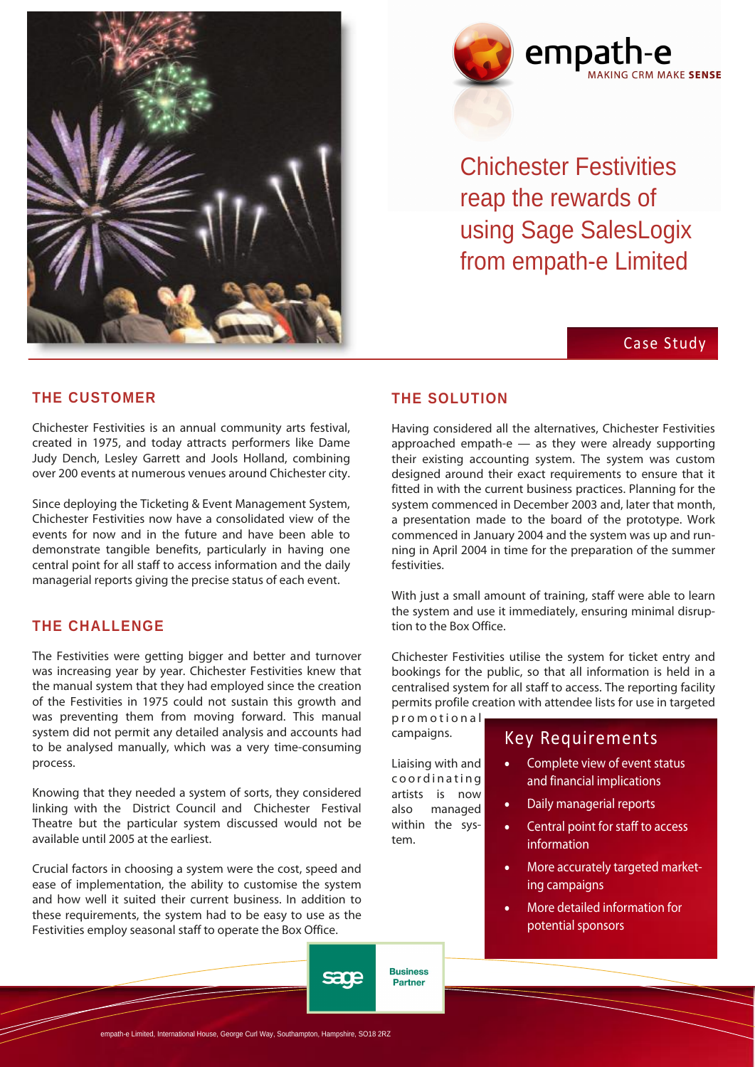empath-e

MAKING CRM MAKE **SENSE**

# Chichester Festivities reap the rewards of using Sage SalesLogix from empath-e Limited

Case Study

## THE CUSTOMER

Chichester Festivities is an annual community arts festival, created in 1975, and today attracts performers like Dame Judy Dench, Lesley Garrett and Jools Holland, combining over 200 events at numerous venues around Chichester city.

Since deploying the Ticketing & Event Management System, Chichester Festivities now have a consolidated view of the events for now and in the future and have been able to demonstrate tangible benefits, particularly in having one central point for all staff to access information and the daily managerial reports giving the precise status of each event.

## THE CHALLENGE

The Festivities were getting bigger and better and turnover was increasing year by year. Chichester Festivities knew that the manual system that they had employed since the creation of the Festivities in 1975 could not sustain this growth and was preventing them from moving forward. This manual system did not permit any detailed analysis and accounts had to be analysed manually, which was a very time-consuming process.

Knowing that they needed a system of sorts, they considered linking with the District Council and Chichester Festival Theatre but the particular system discussed would not be available until 2005 at the earliest.

Crucial factors in choosing a system were the cost, speed and ease of implementation, the ability to customise the system and how well it suited their current business. In addition to these requirements, the system had to be easy to use as the Festivities employ seasonal staff to operate the Box Office.

## THE SOLUTION

Having considered all the alternatives, Chichester Festivities approached empath-e — as they were already supporting their existing accounting system. The system was custom designed around their exact requirements to ensure that it fitted in with the current business practices. Planning for the system commenced in December 2003 and, later that month, a presentation made to the board of the prototype. Work commenced in January 2004 and the system was up and running in April 2004 in time for the preparation of the summer festivities.

With just a small amount of training, staff were able to learn the system and use it immediately, ensuring minimal disruption to the Box Office.

Chichester Festivities utilise the system for ticket entry and bookings for the public, so that all information is held in a centralised system for all staff to access. The reporting facility permits profile creation with attendee lists for use in targeted promotional campaigns.

Liaising with and coordinating artists is now also managed within the system.

### Key Requirements

- Complete view of event status and financial implications
- Daily managerial reports
- Central point for staff to access information
- More accurately targeted marketing campaigns
- More detailed information for potential sponsors

sage Business Partner

empath-e Limited, International House, George Curl Way, Southampton, Hampshire, SO18 2RZ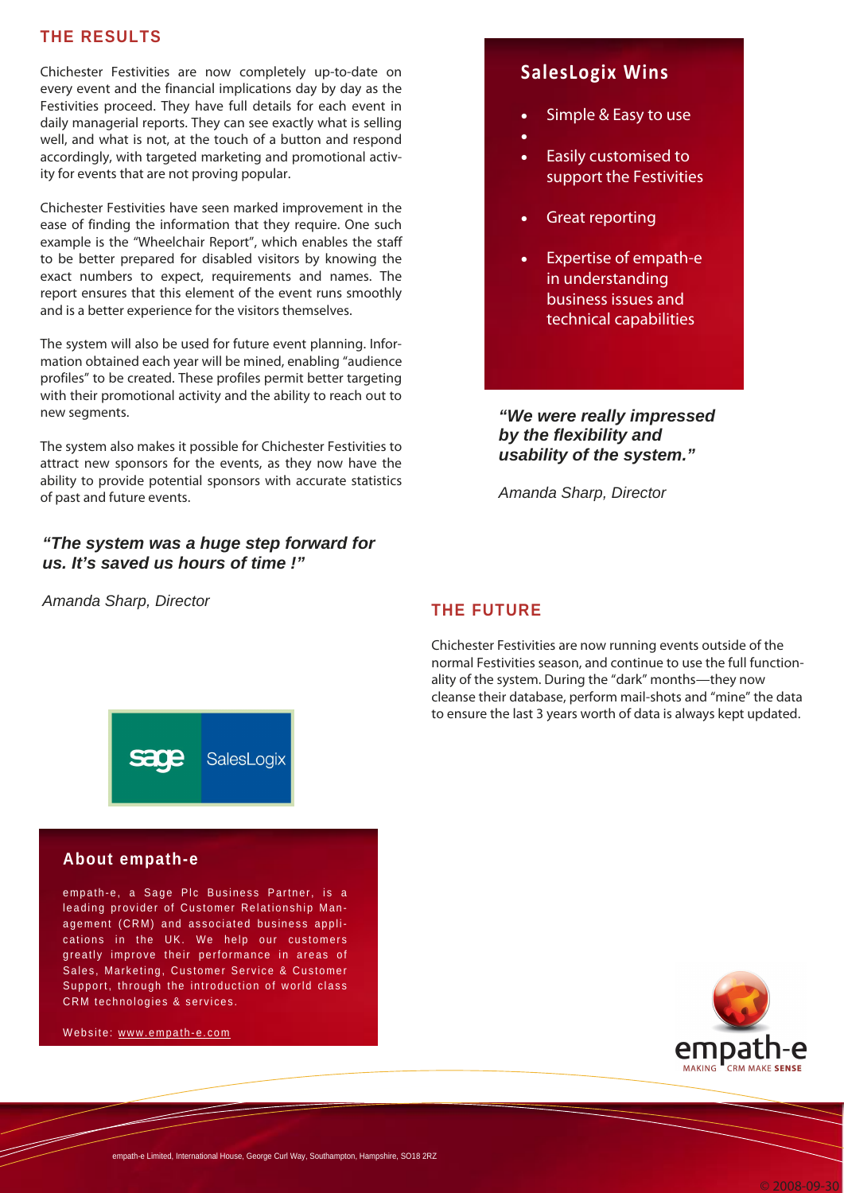## THE RESULTS

Chichester Festivities are now completely up-to-date on every event and the financial implications day by day as the Festivities proceed. They have full details for each event in daily managerial reports. They can see exactly what is selling well, and what is not, at the touch of a button and respond accordingly, with targeted marketing and promotional activity for events that are not proving popular.

Chichester Festivities have seen marked improvement in the ease of finding the information that they require. One such example is the "Wheelchair Report", which enables the staff to be better prepared for disabled visitors by knowing the exact numbers to expect, requirements and names. The report ensures that this element of the event runs smoothly and is a better experience for the visitors themselves.

The system will also be used for future event planning. Information obtained each year will be mined, enabling "audience profiles" to be created. These profiles permit better targeting with their promotional activity and the ability to reach out to new segments.

The system also makes it possible for Chichester Festivities to attract new sponsors for the events, as they now have the ability to provide potential sponsors with accurate statistics of past and future events.

***"The system was a huge step forward for us. It's saved us hours of time !"***

*Amanda Sharp, Director*

### SalesLogix Wins

- Simple & Easy to use
- Easily customised to support the Festivities
- Great reporting
- Expertise of empath-e in understanding business issues and technical capabilities

***"We were really impressed by the flexibility and usability of the system."***

*Amanda Sharp, Director*

## THE FUTURE

Chichester Festivities are now running events outside of the normal Festivities season, and continue to use the full functionality of the system. During the "dark" months—they now cleanse their database, perform mail-shots and "mine" the data to ensure the last 3 years worth of data is always kept updated.

sage SalesLogix

### About empath-e

empath-e, a Sage Plc Business Partner, is a leading provider of Customer Relationship Management (CRM) and associated business applications in the UK. We help our customers greatly improve their performance in areas of Sales, Marketing, Customer Service & Customer Support, through the introduction of world class CRM technologies & services.

Website: www.empath-e.com

empath-e
MAKING CRM MAKE SENSE

empath-e Limited, International House, George Curl Way, Southampton, Hampshire, SO18 2RZ

© 2008-09-30